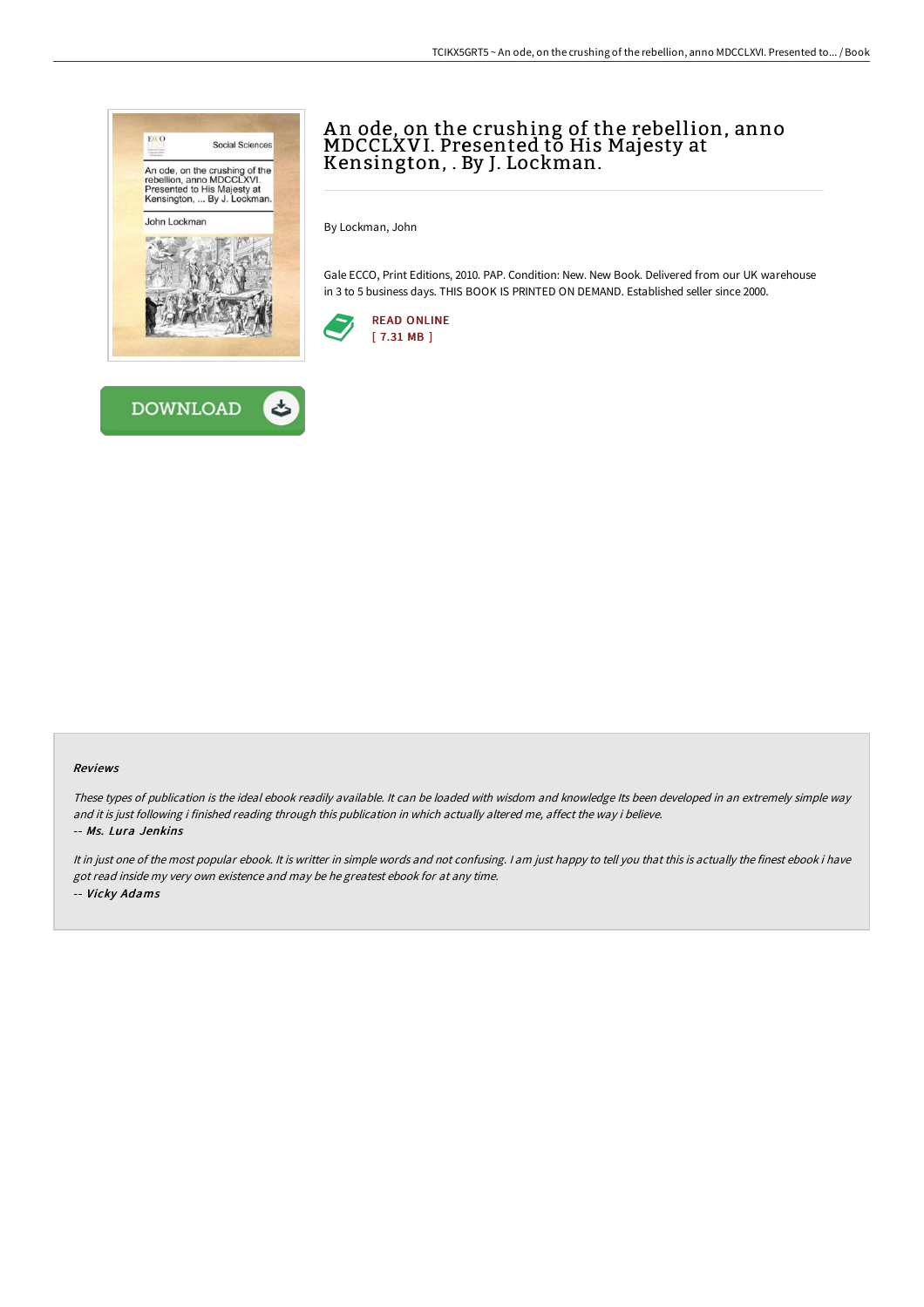# An ode, on the crushing of the rebellion, anno MDCCLXVI. Presented to His Majesty at Kensington, . By J. Lockman.

By Lockman, John

Gale ECCO, Print Editions, 2010. PAP. Condition: New. New Book. Delivered from our UK warehouse in 3 to 5 business days. THIS BOOK IS PRINTED ON DEMAND. Established seller since 2000.

READ ONLINE
[ 7.31 MB ]

DOWNLOAD

### Reviews

*These types of publication is the ideal ebook readily available. It can be loaded with wisdom and knowledge Its been developed in an extremely simple way and it is just following i finished reading through this publication in which actually altered me, affect the way i believe.*

*-- Ms. Lura Jenkins*

*It in just one of the most popular ebook. It is writter in simple words and not confusing. I am just happy to tell you that this is actually the finest ebook i have got read inside my very own existence and may be he greatest ebook for at any time.*

*-- Vicky Adams*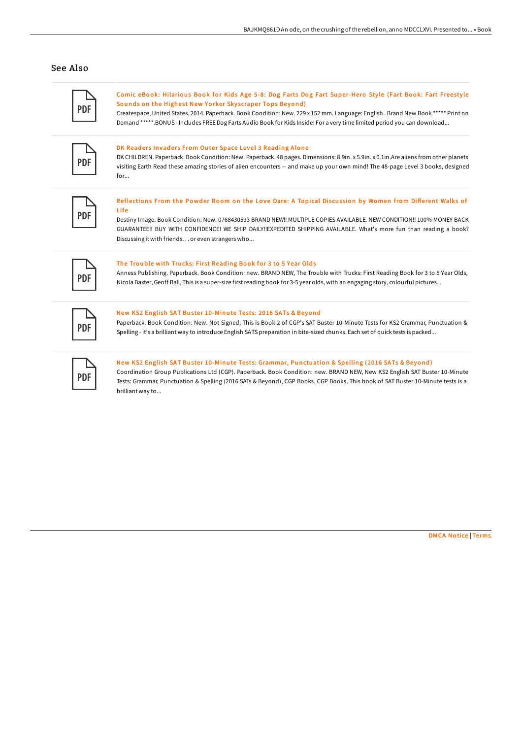## See Also

**Comic eBook: Hilarious Book for Kids Age 5-8: Dog Farts Dog Fart Super-Hero Style (Fart Book: Fart Freestyle Sounds on the Highest New Yorker Skyscraper Tops Beyond)**

Createspace, United States, 2014. Paperback. Book Condition: New. 229 x 152 mm. Language: English . Brand New Book ***** Print on Demand *****.BONUS - Includes FREE Dog Farts Audio Book for Kids Inside! For a very time limited period you can download...

**DK Readers Invaders From Outer Space Level 3 Reading Alone**

DK CHILDREN. Paperback. Book Condition: New. Paperback. 48 pages. Dimensions: 8.9in. x 5.9in. x 0.1in.Are aliens from other planets visiting Earth Read these amazing stories of alien encounters -- and make up your own mind! The 48-page Level 3 books, designed for...

**Reflections From the Powder Room on the Love Dare: A Topical Discussion by Women from Different Walks of Life**

Destiny Image. Book Condition: New. 0768430593 BRAND NEW!! MULTIPLE COPIES AVAILABLE. NEW CONDITION!! 100% MONEY BACK GUARANTEE!! BUY WITH CONFIDENCE! WE SHIP DAILY!!EXPEDITED SHIPPING AVAILABLE. What's more fun than reading a book? Discussing it with friends. . . or even strangers who...

**The Trouble with Trucks: First Reading Book for 3 to 5 Year Olds**

Anness Publishing. Paperback. Book Condition: new. BRAND NEW, The Trouble with Trucks: First Reading Book for 3 to 5 Year Olds, Nicola Baxter, Geoff Ball, This is a super-size first reading book for 3-5 year olds, with an engaging story, colourful pictures...

**New KS2 English SAT Buster 10-Minute Tests: 2016 SATs & Beyond**

Paperback. Book Condition: New. Not Signed; This is Book 2 of CGP's SAT Buster 10-Minute Tests for KS2 Grammar, Punctuation & Spelling - it's a brilliant way to introduce English SATS preparation in bite-sized chunks. Each set of quick tests is packed...

**New KS2 English SAT Buster 10-Minute Tests: Grammar, Punctuation & Spelling (2016 SATs & Beyond)**

Coordination Group Publications Ltd (CGP). Paperback. Book Condition: new. BRAND NEW, New KS2 English SAT Buster 10-Minute Tests: Grammar, Punctuation & Spelling (2016 SATs & Beyond), CGP Books, CGP Books, This book of SAT Buster 10-Minute tests is a brilliant way to...